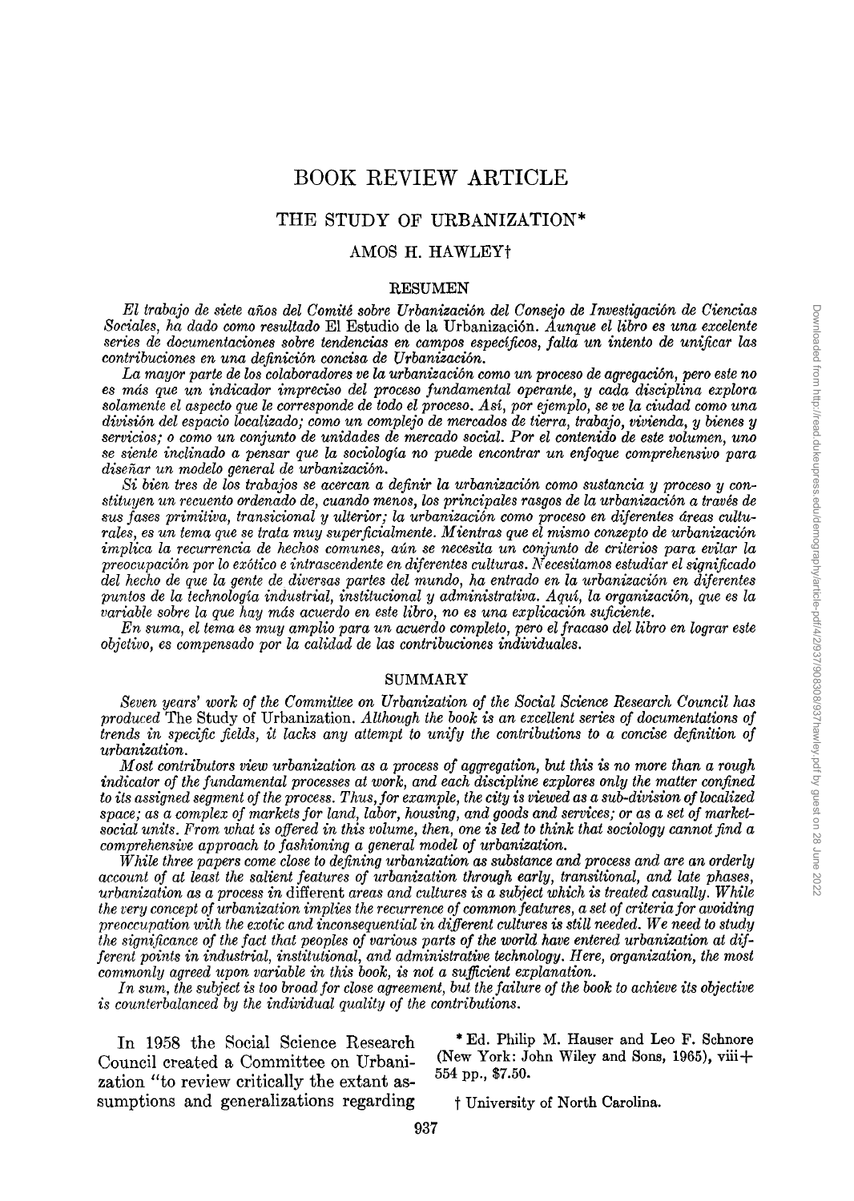# BOOK REVIEW ARTICLE

## THE STUDY OF URBANIZATION*

### AMOS H. HAWLEY†

#### RESUMEN

*El trabajo de siete años del Comité sobre Urbanización del Consejo de Investigación de Ciencias Sociales, ha dado como resultado* El Estudio de la Urbanización. *Aunque el libro es una excelente series de documentaciones sobre tendencias en campos específicos, falta un intento de unificar las contribuciones en una definición concisa de Urbanización.*

*La mayor parte de los colaboradores ve la urbanización como un proceso de agregación, pero este no es más que un indicador impreciso del proceso fundamental operante, y cada disciplina explora solamente el aspecto que le corresponde de todo el proceso. Así, por ejemplo, se ve la ciudad como una división del espacio localizado; como un complejo de mercados de tierra, trabajo, vivienda, y bienes y servicios; o como un conjunto de unidades de mercado social. Por el contenido de este volumen, uno se siente inclinado a pensar que la sociología no puede encontrar un enfoque comprehensivo para diseñar un modelo general de urbanización.*

*Si bien tres de los trabajos se acercan a definir la urbanización como sustancia y proceso y constituyen un recuento ordenado de, cuando menos, los principales rasgos de la urbanización a través de sus fases primitiva, transicional y ulterior; la urbanización como proceso en diferentes áreas culturales, es un tema que se trata muy superficialmente. Mientras que el mismo conzepto de urbanización implica la recurrencia de hechos comunes, aún se necesita un conjunto de criterios para evitar la preocupación por lo exótico e intrascendente en diferentes culturas. Necesitamos estudiar el significado del hecho de que la gente de diversas partes del mundo, ha entrado en la urbanización en diferentes puntos de la technología industrial, institucional y administrativa. Aquí, la organización, que es la variable sobre la que hay más acuerdo en este libro, no es una explicación suficiente.*

*En suma, el tema es muy amplio para un acuerdo completo, pero el fracaso del libro en lograr este objetivo, es compensado por la calidad de las contribuciones individuales.*

#### SUMMARY

*Seven years' work of the Committee on Urbanization of the Social Science Research Council has produced* The Study of Urbanization. *Although the book is an excellent series of documentations of trends in specific fields, it lacks any attempt to unify the contributions to a concise definition of urbanization.*

*Most contributors view urbanization as a process of aggregation, but this is no more than a rough indicator of the fundamental processes at work, and each discipline explores only the matter confined to its assigned segment of the process. Thus, for example, the city is viewed as a sub-division of localized space; as a complex of markets for land, labor, housing, and goods and services; or as a set of market-social units. From what is offered in this volume, then, one is led to think that sociology cannot find a comprehensive approach to fashioning a general model of urbanization.*

*While three papers come close to defining urbanization as substance and process and are an orderly account of at least the salient features of urbanization through early, transitional, and late phases, urbanization as a process in* different *areas and cultures is a subject which is treated casually. While the very concept of urbanization implies the recurrence of common features, a set of criteria for avoiding preoccupation with the exotic and inconsequential in different cultures is still needed. We need to study the significance of the fact that peoples of various parts of the world have entered urbanization at different points in industrial, institutional, and administrative technology. Here, organization, the most commonly agreed upon variable in this book, is not a sufficient explanation.*

*In sum, the subject is too broad for close agreement, but the failure of the book to achieve its objective is counterbalanced by the individual quality of the contributions.*

In 1958 the Social Science Research Council created a Committee on Urbanization "to review critically the extant assumptions and generalizations regarding

\* Ed. Philip M. Hauser and Leo F. Schnore (New York: John Wiley and Sons, 1965), viii + 554 pp., $7.50.

† University of North Carolina.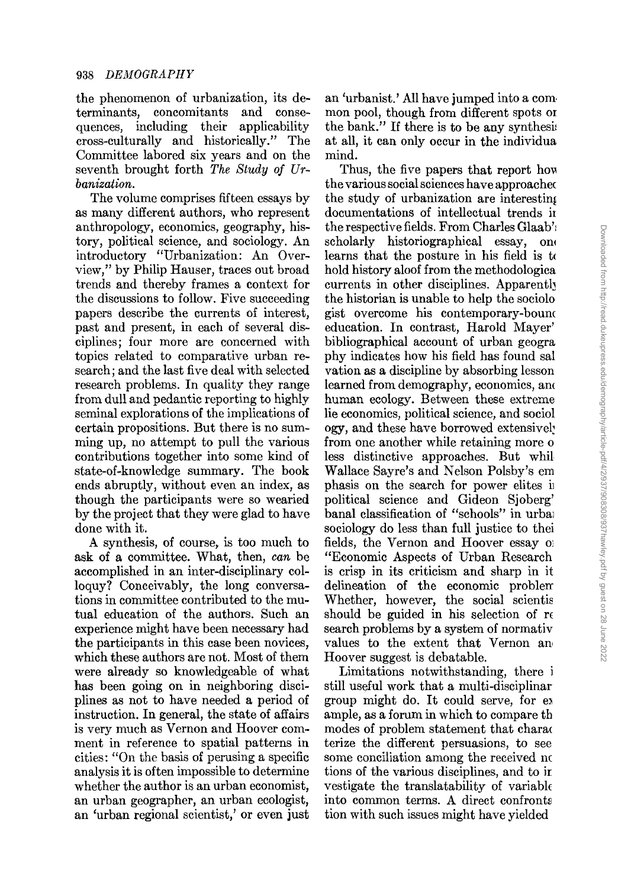the phenomenon of urbanization, its determinants, concomitants and consequences, including their applicability cross-culturally and historically." The Committee labored six years and on the seventh brought forth *The Study of Urbanization*.

The volume comprises fifteen essays by as many different authors, who represent anthropology, economics, geography, history, political science, and sociology. An introductory "Urbanization: An Overview," by Philip Hauser, traces out broad trends and thereby frames a context for the discussions to follow. Five succeeding papers describe the currents of interest, past and present, in each of several disciplines; four more are concerned with topics related to comparative urban research; and the last five deal with selected research problems. In quality they range from dull and pedantic reporting to highly seminal explorations of the implications of certain propositions. But there is no summing up, no attempt to pull the various contributions together into some kind of state-of-knowledge summary. The book ends abruptly, without even an index, as though the participants were so wearied by the project that they were glad to have done with it.

A synthesis, of course, is too much to ask of a committee. What, then, *can* be accomplished in an inter-disciplinary colloquy? Conceivably, the long conversations in committee contributed to the mutual education of the authors. Such an experience might have been necessary had the participants in this case been novices, which these authors are not. Most of them were already so knowledgeable of what has been going on in neighboring disciplines as not to have needed a period of instruction. In general, the state of affairs is very much as Vernon and Hoover comment in reference to spatial patterns in cities: "On the basis of perusing a specific analysis it is often impossible to determine whether the author is an urban economist, an urban geographer, an urban ecologist, an 'urban regional scientist,' or even just an 'urbanist.' All have jumped into a common pool, though from different spots on the bank." If there is to be any synthesis at all, it can only occur in the individual mind.

Thus, the five papers that report how the various social sciences have approached the study of urbanization are interesting documentations of intellectual trends in the respective fields. From Charles Glaab's scholarly historiographical essay, one learns that the posture in his field is to hold history aloof from the methodological currents in other disciplines. Apparently the historian is unable to help the sociologist overcome his contemporary-bound education. In contrast, Harold Mayer's bibliographical account of urban geography indicates how his field has found salvation as a discipline by absorbing lessons learned from demography, economics, and human ecology. Between these extremes lie economics, political science, and sociology, and these have borrowed extensively from one another while retaining more or less distinctive approaches. But while Wallace Sayre's and Nelson Polsby's emphasis on the search for power elites in political science and Gideon Sjoberg's banal classification of "schools" in urban sociology do less than full justice to their fields, the Vernon and Hoover essay on "Economic Aspects of Urban Research" is crisp in its criticism and sharp in its delineation of the economic problem. Whether, however, the social scientist should be guided in his selection of research problems by a system of normative values to the extent that Vernon and Hoover suggest is debatable.

Limitations notwithstanding, there is still useful work that a multi-disciplinary group might do. It could serve, for example, as a forum in which to compare the modes of problem statement that characterize the different persuasions, to see some conciliation among the received notions of the various disciplines, and to investigate the translatability of variables into common terms. A direct confrontation with such issues might have yielded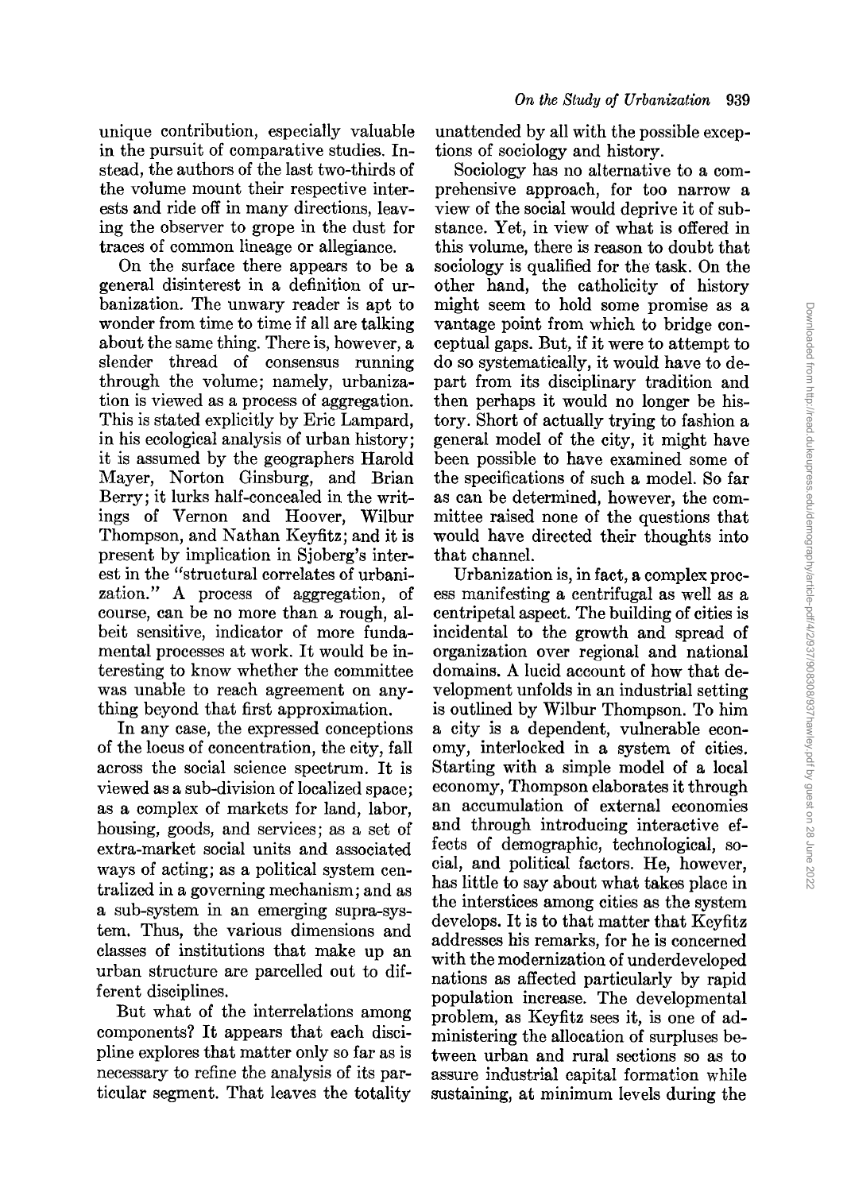unique contribution, especially valuable in the pursuit of comparative studies. Instead, the authors of the last two-thirds of the volume mount their respective interests and ride off in many directions, leaving the observer to grope in the dust for traces of common lineage or allegiance.

On the surface there appears to be a general disinterest in a definition of urbanization. The unwary reader is apt to wonder from time to time if all are talking about the same thing. There is, however, a slender thread of consensus running through the volume; namely, urbanization is viewed as a process of aggregation. This is stated explicitly by Eric Lampard, in his ecological analysis of urban history; it is assumed by the geographers Harold Mayer, Norton Ginsburg, and Brian Berry; it lurks half-concealed in the writings of Vernon and Hoover, Wilbur Thompson, and Nathan Keyfitz; and it is present by implication in Sjoberg's interest in the "structural correlates of urbanization." A process of aggregation, of course, can be no more than a rough, albeit sensitive, indicator of more fundamental processes at work. It would be interesting to know whether the committee was unable to reach agreement on anything beyond that first approximation.

In any case, the expressed conceptions of the locus of concentration, the city, fall across the social science spectrum. It is viewed as a sub-division of localized space; as a complex of markets for land, labor, housing, goods, and services; as a set of extra-market social units and associated ways of acting; as a political system centralized in a governing mechanism; and as a sub-system in an emerging supra-system. Thus, the various dimensions and classes of institutions that make up an urban structure are parcelled out to different disciplines.

But what of the interrelations among components? It appears that each discipline explores that matter only so far as is necessary to refine the analysis of its particular segment. That leaves the totality unattended by all with the possible exceptions of sociology and history.

Sociology has no alternative to a comprehensive approach, for too narrow a view of the social would deprive it of substance. Yet, in view of what is offered in this volume, there is reason to doubt that sociology is qualified for the task. On the other hand, the catholicity of history might seem to hold some promise as a vantage point from which to bridge conceptual gaps. But, if it were to attempt to do so systematically, it would have to depart from its disciplinary tradition and then perhaps it would no longer be history. Short of actually trying to fashion a general model of the city, it might have been possible to have examined some of the specifications of such a model. So far as can be determined, however, the committee raised none of the questions that would have directed their thoughts into that channel.

Urbanization is, in fact, a complex process manifesting a centrifugal as well as a centripetal aspect. The building of cities is incidental to the growth and spread of organization over regional and national domains. A lucid account of how that development unfolds in an industrial setting is outlined by Wilbur Thompson. To him a city is a dependent, vulnerable economy, interlocked in a system of cities. Starting with a simple model of a local economy, Thompson elaborates it through an accumulation of external economies and through introducing interactive effects of demographic, technological, social, and political factors. He, however, has little to say about what takes place in the interstices among cities as the system develops. It is to that matter that Keyfitz addresses his remarks, for he is concerned with the modernization of underdeveloped nations as affected particularly by rapid population increase. The developmental problem, as Keyfitz sees it, is one of administering the allocation of surpluses between urban and rural sections so as to assure industrial capital formation while sustaining, at minimum levels during the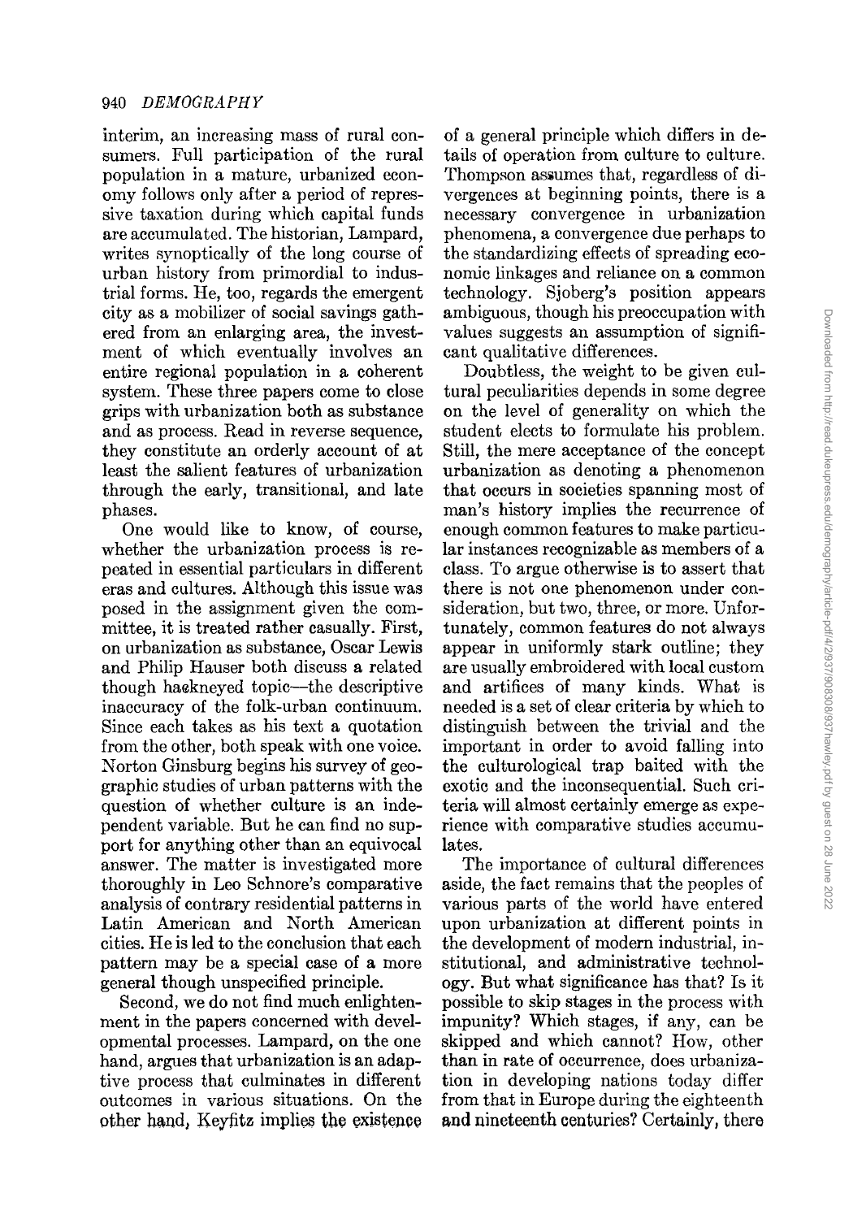interim, an increasing mass of rural consumers. Full participation of the rural population in a mature, urbanized economy follows only after a period of repressive taxation during which capital funds are accumulated. The historian, Lampard, writes synoptically of the long course of urban history from primordial to industrial forms. He, too, regards the emergent city as a mobilizer of social savings gathered from an enlarging area, the investment of which eventually involves an entire regional population in a coherent system. These three papers come to close grips with urbanization both as substance and as process. Read in reverse sequence, they constitute an orderly account of at least the salient features of urbanization through the early, transitional, and late phases.

One would like to know, of course, whether the urbanization process is repeated in essential particulars in different eras and cultures. Although this issue was posed in the assignment given the committee, it is treated rather casually. First, on urbanization as substance, Oscar Lewis and Philip Hauser both discuss a related though hackneyed topic—the descriptive inaccuracy of the folk-urban continuum. Since each takes as his text a quotation from the other, both speak with one voice. Norton Ginsburg begins his survey of geographic studies of urban patterns with the question of whether culture is an independent variable. But he can find no support for anything other than an equivocal answer. The matter is investigated more thoroughly in Leo Schnore's comparative analysis of contrary residential patterns in Latin American and North American cities. He is led to the conclusion that each pattern may be a special case of a more general though unspecified principle.

Second, we do not find much enlightenment in the papers concerned with developmental processes. Lampard, on the one hand, argues that urbanization is an adaptive process that culminates in different outcomes in various situations. On the other hand, Keyfitz implies the existence of a general principle which differs in details of operation from culture to culture. Thompson assumes that, regardless of divergences at beginning points, there is a necessary convergence in urbanization phenomena, a convergence due perhaps to the standardizing effects of spreading economic linkages and reliance on a common technology. Sjoberg's position appears ambiguous, though his preoccupation with values suggests an assumption of significant qualitative differences.

Doubtless, the weight to be given cultural peculiarities depends in some degree on the level of generality on which the student elects to formulate his problem. Still, the mere acceptance of the concept urbanization as denoting a phenomenon that occurs in societies spanning most of man's history implies the recurrence of enough common features to make particular instances recognizable as members of a class. To argue otherwise is to assert that there is not one phenomenon under consideration, but two, three, or more. Unfortunately, common features do not always appear in uniformly stark outline; they are usually embroidered with local custom and artifices of many kinds. What is needed is a set of clear criteria by which to distinguish between the trivial and the important in order to avoid falling into the culturological trap baited with the exotic and the inconsequential. Such criteria will almost certainly emerge as experience with comparative studies accumulates.

The importance of cultural differences aside, the fact remains that the peoples of various parts of the world have entered upon urbanization at different points in the development of modern industrial, institutional, and administrative technology. But what significance has that? Is it possible to skip stages in the process with impunity? Which stages, if any, can be skipped and which cannot? How, other than in rate of occurrence, does urbanization in developing nations today differ from that in Europe during the eighteenth and nineteenth centuries? Certainly, there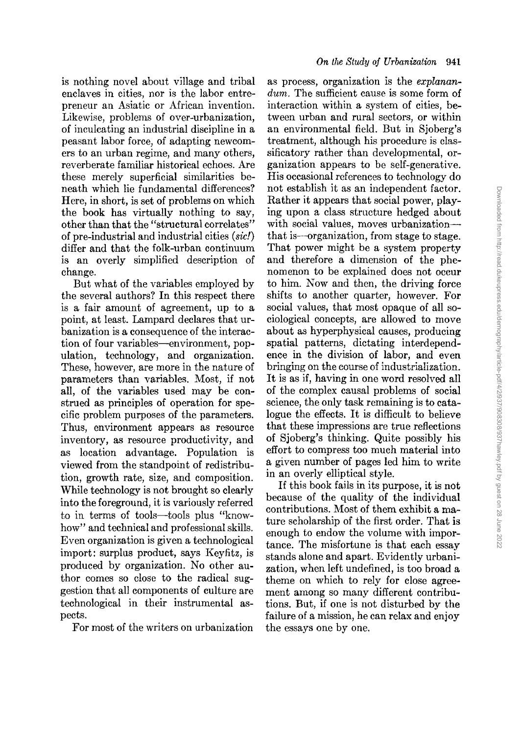is nothing novel about village and tribal enclaves in cities, nor is the labor entrepreneur an Asiatic or African invention. Likewise, problems of over-urbanization, of inculcating an industrial discipline in a peasant labor force, of adapting newcomers to an urban regime, and many others, reverberate familiar historical echoes. Are these merely superficial similarities beneath which lie fundamental differences? Here, in short, is set of problems on which the book has virtually nothing to say, other than that the "structural correlates" of pre-industrial and industrial cities (*sic!*) differ and that the folk-urban continuum is an overly simplified description of change.

But what of the variables employed by the several authors? In this respect there is a fair amount of agreement, up to a point, at least. Lampard declares that urbanization is a consequence of the interaction of four variables—environment, population, technology, and organization. These, however, are more in the nature of parameters than variables. Most, if not all, of the variables used may be construed as principles of operation for specific problem purposes of the parameters. Thus, environment appears as resource inventory, as resource productivity, and as location advantage. Population is viewed from the standpoint of redistribution, growth rate, size, and composition. While technology is not brought so clearly into the foreground, it is variously referred to in terms of tools—tools plus "know-how" and technical and professional skills. Even organization is given a technological import: surplus product, says Keyfitz, is produced by organization. No other author comes so close to the radical suggestion that all components of culture are technological in their instrumental aspects.

For most of the writers on urbanization as process, organization is the *explanandum*. The sufficient cause is some form of interaction within a system of cities, between urban and rural sectors, or within an environmental field. But in Sjoberg's treatment, although his procedure is classificatory rather than developmental, organization appears to be self-generative. His occasional references to technology do not establish it as an independent factor. Rather it appears that social power, playing upon a class structure hedged about with social values, moves urbanization—that is—organization, from stage to stage. That power might be a system property and therefore a dimension of the phenomenon to be explained does not occur to him. Now and then, the driving force shifts to another quarter, however. For social values, that most opaque of all sociological concepts, are allowed to move about as hyperphysical causes, producing spatial patterns, dictating interdependence in the division of labor, and even bringing on the course of industrialization. It is as if, having in one word resolved all of the complex causal problems of social science, the only task remaining is to catalogue the effects. It is difficult to believe that these impressions are true reflections of Sjoberg's thinking. Quite possibly his effort to compress too much material into a given number of pages led him to write in an overly elliptical style.

If this book fails in its purpose, it is not because of the quality of the individual contributions. Most of them exhibit a mature scholarship of the first order. That is enough to endow the volume with importance. The misfortune is that each essay stands alone and apart. Evidently urbanization, when left undefined, is too broad a theme on which to rely for close agreement among so many different contributions. But, if one is not disturbed by the failure of a mission, he can relax and enjoy the essays one by one.